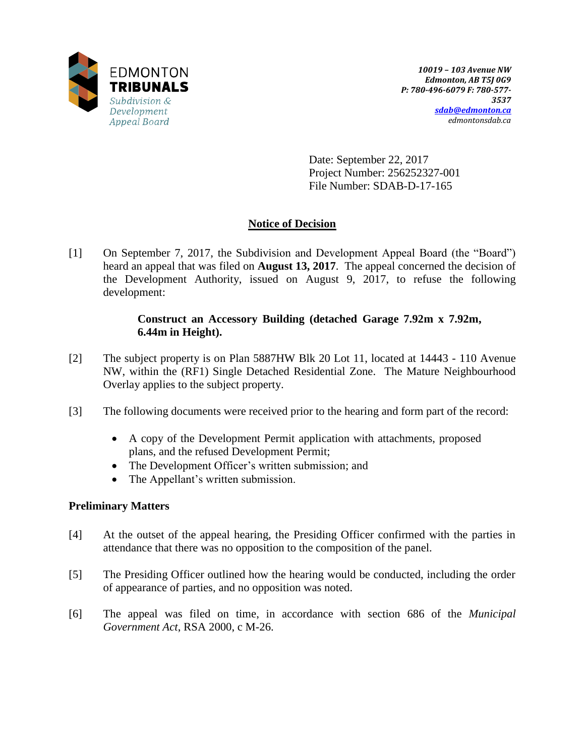EDMONTON
**TRIBUNALS**
*Subdivision & Development Appeal Board*

***10019 – 103 Avenue NW***
***Edmonton, AB T5J 0G9***
***P: 780-496-6079 F: 780-577-3537***
***sdab@edmonton.ca***
*edmontonsdab.ca*

Date: September 22, 2017
Project Number: 256252327-001
File Number: SDAB-D-17-165

## Notice of Decision

[1] On September 7, 2017, the Subdivision and Development Appeal Board (the "Board") heard an appeal that was filed on **August 13, 2017**. The appeal concerned the decision of the Development Authority, issued on August 9, 2017, to refuse the following development:

> **Construct an Accessory Building (detached Garage 7.92m x 7.92m, 6.44m in Height).**

[2] The subject property is on Plan 5887HW Blk 20 Lot 11, located at 14443 - 110 Avenue NW, within the (RF1) Single Detached Residential Zone. The Mature Neighbourhood Overlay applies to the subject property.

[3] The following documents were received prior to the hearing and form part of the record:

- A copy of the Development Permit application with attachments, proposed plans, and the refused Development Permit;
- The Development Officer's written submission; and
- The Appellant's written submission.

### Preliminary Matters

[4] At the outset of the appeal hearing, the Presiding Officer confirmed with the parties in attendance that there was no opposition to the composition of the panel.

[5] The Presiding Officer outlined how the hearing would be conducted, including the order of appearance of parties, and no opposition was noted.

[6] The appeal was filed on time, in accordance with section 686 of the *Municipal Government Act*, RSA 2000, c M-26.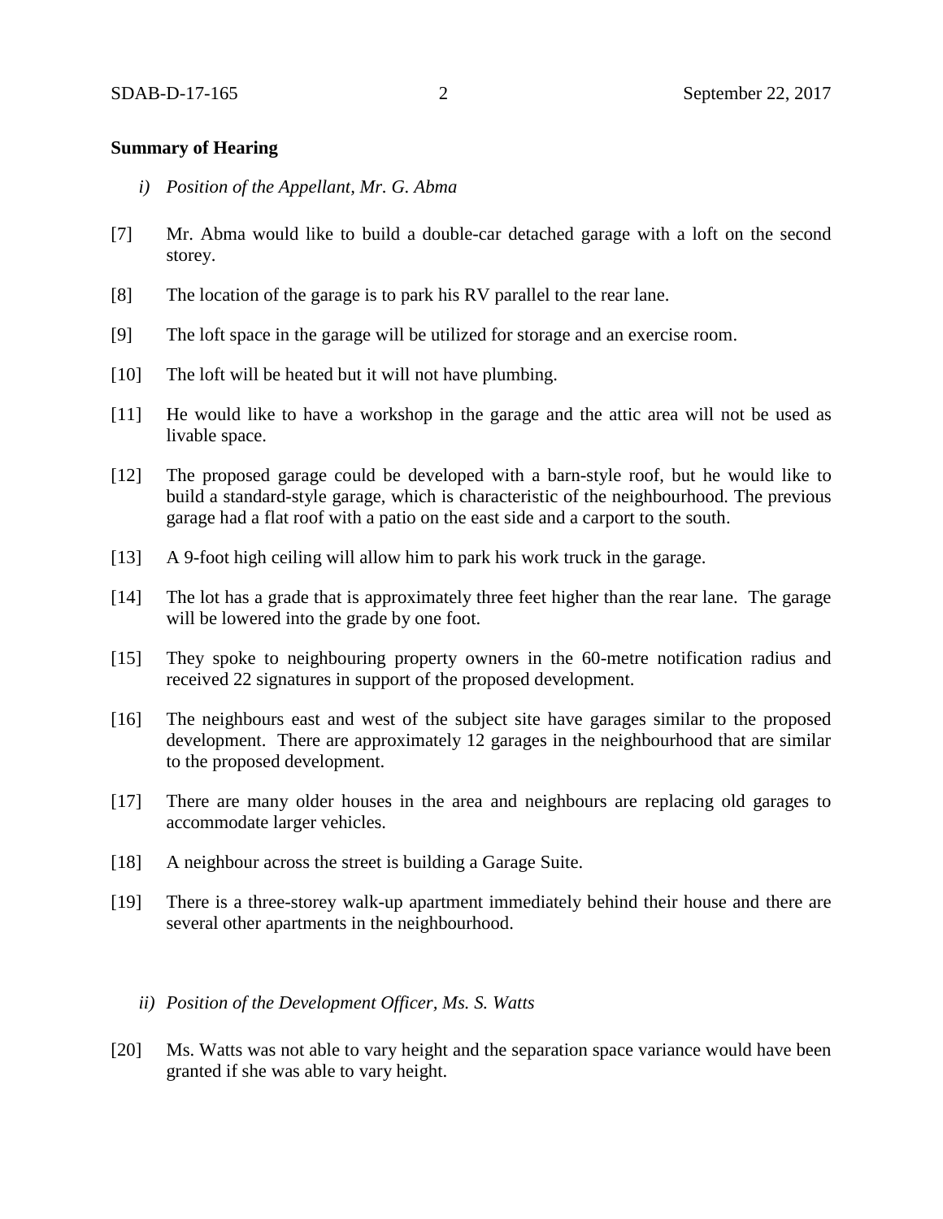**Summary of Hearing**

*i) Position of the Appellant, Mr. G. Abma*

[7] Mr. Abma would like to build a double-car detached garage with a loft on the second storey.

[8] The location of the garage is to park his RV parallel to the rear lane.

[9] The loft space in the garage will be utilized for storage and an exercise room.

[10] The loft will be heated but it will not have plumbing.

[11] He would like to have a workshop in the garage and the attic area will not be used as livable space.

[12] The proposed garage could be developed with a barn-style roof, but he would like to build a standard-style garage, which is characteristic of the neighbourhood. The previous garage had a flat roof with a patio on the east side and a carport to the south.

[13] A 9-foot high ceiling will allow him to park his work truck in the garage.

[14] The lot has a grade that is approximately three feet higher than the rear lane. The garage will be lowered into the grade by one foot.

[15] They spoke to neighbouring property owners in the 60-metre notification radius and received 22 signatures in support of the proposed development.

[16] The neighbours east and west of the subject site have garages similar to the proposed development. There are approximately 12 garages in the neighbourhood that are similar to the proposed development.

[17] There are many older houses in the area and neighbours are replacing old garages to accommodate larger vehicles.

[18] A neighbour across the street is building a Garage Suite.

[19] There is a three-storey walk-up apartment immediately behind their house and there are several other apartments in the neighbourhood.

*ii) Position of the Development Officer, Ms. S. Watts*

[20] Ms. Watts was not able to vary height and the separation space variance would have been granted if she was able to vary height.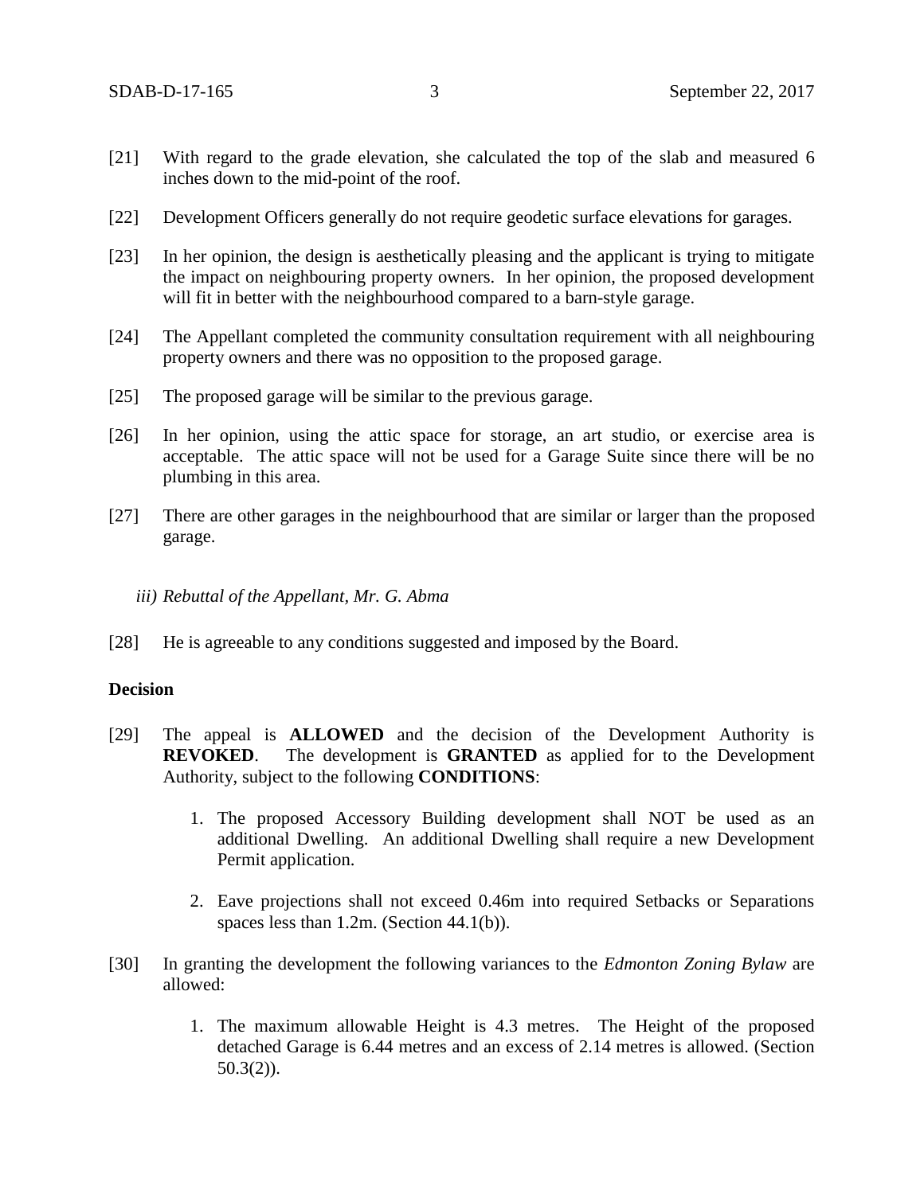[21] With regard to the grade elevation, she calculated the top of the slab and measured 6 inches down to the mid-point of the roof.

[22] Development Officers generally do not require geodetic surface elevations for garages.

[23] In her opinion, the design is aesthetically pleasing and the applicant is trying to mitigate the impact on neighbouring property owners. In her opinion, the proposed development will fit in better with the neighbourhood compared to a barn-style garage.

[24] The Appellant completed the community consultation requirement with all neighbouring property owners and there was no opposition to the proposed garage.

[25] The proposed garage will be similar to the previous garage.

[26] In her opinion, using the attic space for storage, an art studio, or exercise area is acceptable. The attic space will not be used for a Garage Suite since there will be no plumbing in this area.

[27] There are other garages in the neighbourhood that are similar or larger than the proposed garage.

*iii) Rebuttal of the Appellant, Mr. G. Abma*

[28] He is agreeable to any conditions suggested and imposed by the Board.

**Decision**

[29] The appeal is **ALLOWED** and the decision of the Development Authority is **REVOKED**. The development is **GRANTED** as applied for to the Development Authority, subject to the following **CONDITIONS**:

1. The proposed Accessory Building development shall NOT be used as an additional Dwelling. An additional Dwelling shall require a new Development Permit application.

2. Eave projections shall not exceed 0.46m into required Setbacks or Separations spaces less than 1.2m. (Section 44.1(b)).

[30] In granting the development the following variances to the *Edmonton Zoning Bylaw* are allowed:

1. The maximum allowable Height is 4.3 metres. The Height of the proposed detached Garage is 6.44 metres and an excess of 2.14 metres is allowed. (Section 50.3(2)).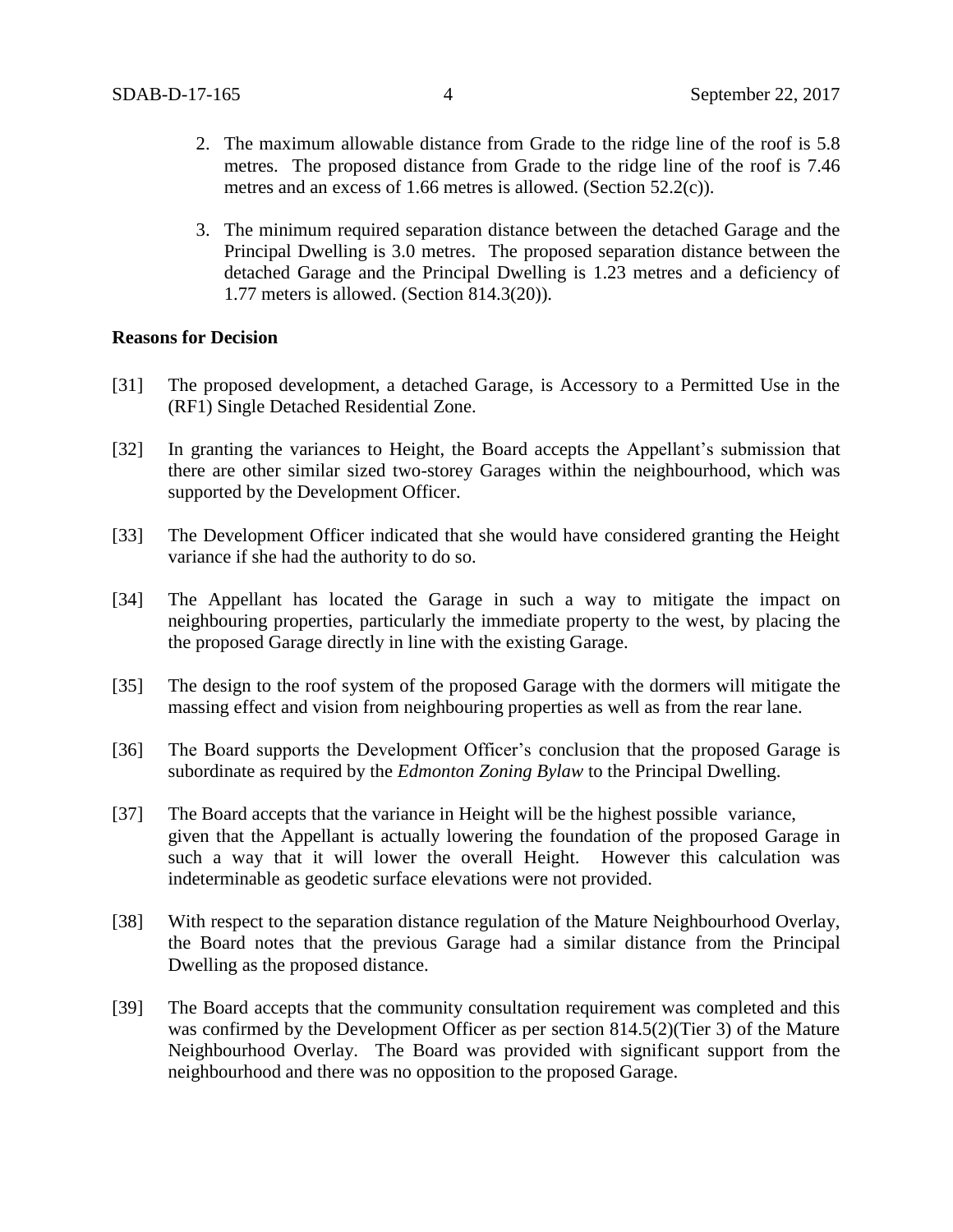2. The maximum allowable distance from Grade to the ridge line of the roof is 5.8 metres. The proposed distance from Grade to the ridge line of the roof is 7.46 metres and an excess of 1.66 metres is allowed. (Section 52.2(c)).

3. The minimum required separation distance between the detached Garage and the Principal Dwelling is 3.0 metres. The proposed separation distance between the detached Garage and the Principal Dwelling is 1.23 metres and a deficiency of 1.77 meters is allowed. (Section 814.3(20)).

**Reasons for Decision**

[31] The proposed development, a detached Garage, is Accessory to a Permitted Use in the (RF1) Single Detached Residential Zone.

[32] In granting the variances to Height, the Board accepts the Appellant's submission that there are other similar sized two-storey Garages within the neighbourhood, which was supported by the Development Officer.

[33] The Development Officer indicated that she would have considered granting the Height variance if she had the authority to do so.

[34] The Appellant has located the Garage in such a way to mitigate the impact on neighbouring properties, particularly the immediate property to the west, by placing the the proposed Garage directly in line with the existing Garage.

[35] The design to the roof system of the proposed Garage with the dormers will mitigate the massing effect and vision from neighbouring properties as well as from the rear lane.

[36] The Board supports the Development Officer's conclusion that the proposed Garage is subordinate as required by the *Edmonton Zoning Bylaw* to the Principal Dwelling.

[37] The Board accepts that the variance in Height will be the highest possible variance, given that the Appellant is actually lowering the foundation of the proposed Garage in such a way that it will lower the overall Height. However this calculation was indeterminable as geodetic surface elevations were not provided.

[38] With respect to the separation distance regulation of the Mature Neighbourhood Overlay, the Board notes that the previous Garage had a similar distance from the Principal Dwelling as the proposed distance.

[39] The Board accepts that the community consultation requirement was completed and this was confirmed by the Development Officer as per section 814.5(2)(Tier 3) of the Mature Neighbourhood Overlay. The Board was provided with significant support from the neighbourhood and there was no opposition to the proposed Garage.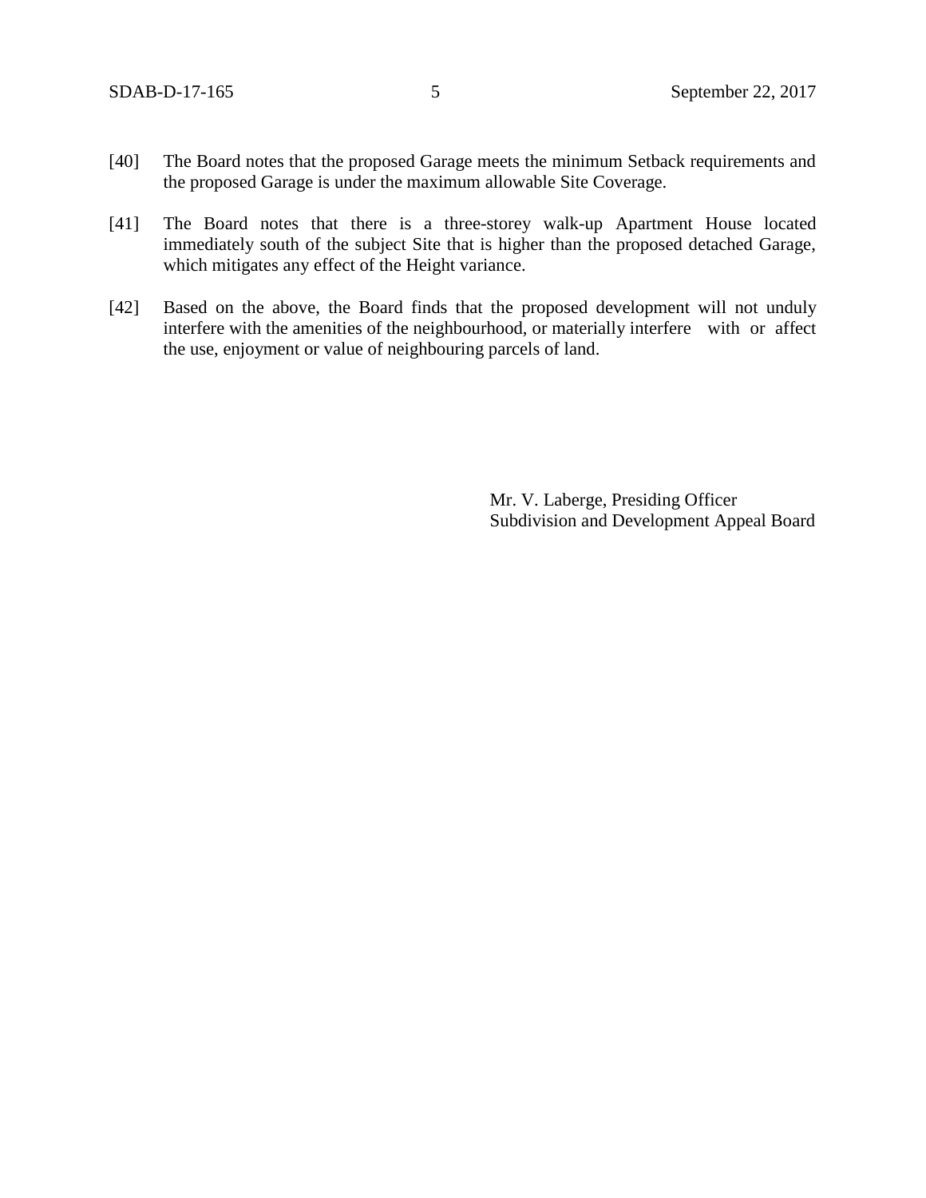[40] The Board notes that the proposed Garage meets the minimum Setback requirements and the proposed Garage is under the maximum allowable Site Coverage.

[41] The Board notes that there is a three-storey walk-up Apartment House located immediately south of the subject Site that is higher than the proposed detached Garage, which mitigates any effect of the Height variance.

[42] Based on the above, the Board finds that the proposed development will not unduly interfere with the amenities of the neighbourhood, or materially interfere with or affect the use, enjoyment or value of neighbouring parcels of land.

Mr. V. Laberge, Presiding Officer
Subdivision and Development Appeal Board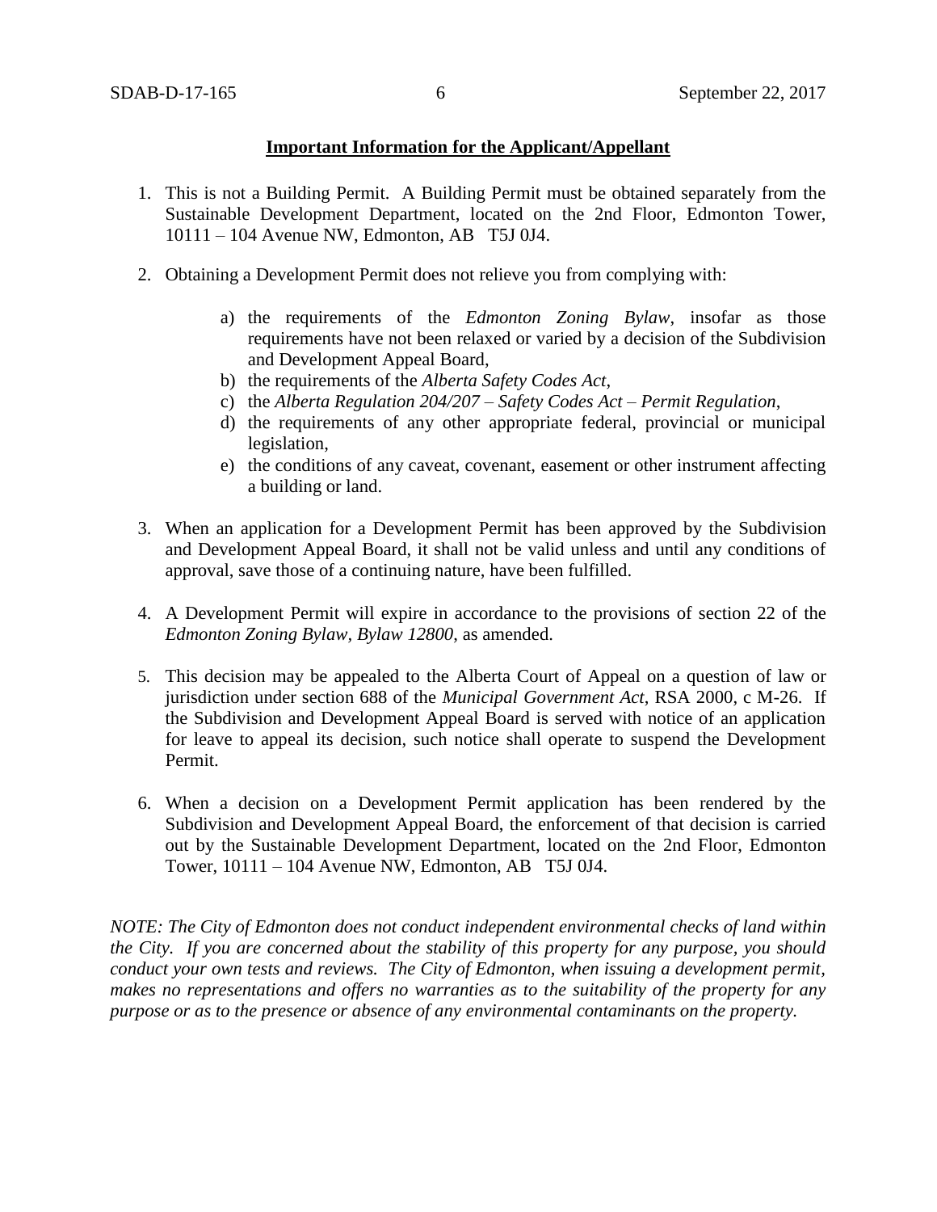**Important Information for the Applicant/Appellant**

1. This is not a Building Permit. A Building Permit must be obtained separately from the Sustainable Development Department, located on the 2nd Floor, Edmonton Tower, 10111 – 104 Avenue NW, Edmonton, AB T5J 0J4.

2. Obtaining a Development Permit does not relieve you from complying with:

   a) the requirements of the *Edmonton Zoning Bylaw*, insofar as those requirements have not been relaxed or varied by a decision of the Subdivision and Development Appeal Board,
   b) the requirements of the *Alberta Safety Codes Act*,
   c) the *Alberta Regulation 204/207 – Safety Codes Act – Permit Regulation*,
   d) the requirements of any other appropriate federal, provincial or municipal legislation,
   e) the conditions of any caveat, covenant, easement or other instrument affecting a building or land.

3. When an application for a Development Permit has been approved by the Subdivision and Development Appeal Board, it shall not be valid unless and until any conditions of approval, save those of a continuing nature, have been fulfilled.

4. A Development Permit will expire in accordance to the provisions of section 22 of the *Edmonton Zoning Bylaw, Bylaw 12800*, as amended.

5. This decision may be appealed to the Alberta Court of Appeal on a question of law or jurisdiction under section 688 of the *Municipal Government Act*, RSA 2000, c M-26. If the Subdivision and Development Appeal Board is served with notice of an application for leave to appeal its decision, such notice shall operate to suspend the Development Permit.

6. When a decision on a Development Permit application has been rendered by the Subdivision and Development Appeal Board, the enforcement of that decision is carried out by the Sustainable Development Department, located on the 2nd Floor, Edmonton Tower, 10111 – 104 Avenue NW, Edmonton, AB T5J 0J4.

*NOTE: The City of Edmonton does not conduct independent environmental checks of land within the City. If you are concerned about the stability of this property for any purpose, you should conduct your own tests and reviews. The City of Edmonton, when issuing a development permit, makes no representations and offers no warranties as to the suitability of the property for any purpose or as to the presence or absence of any environmental contaminants on the property.*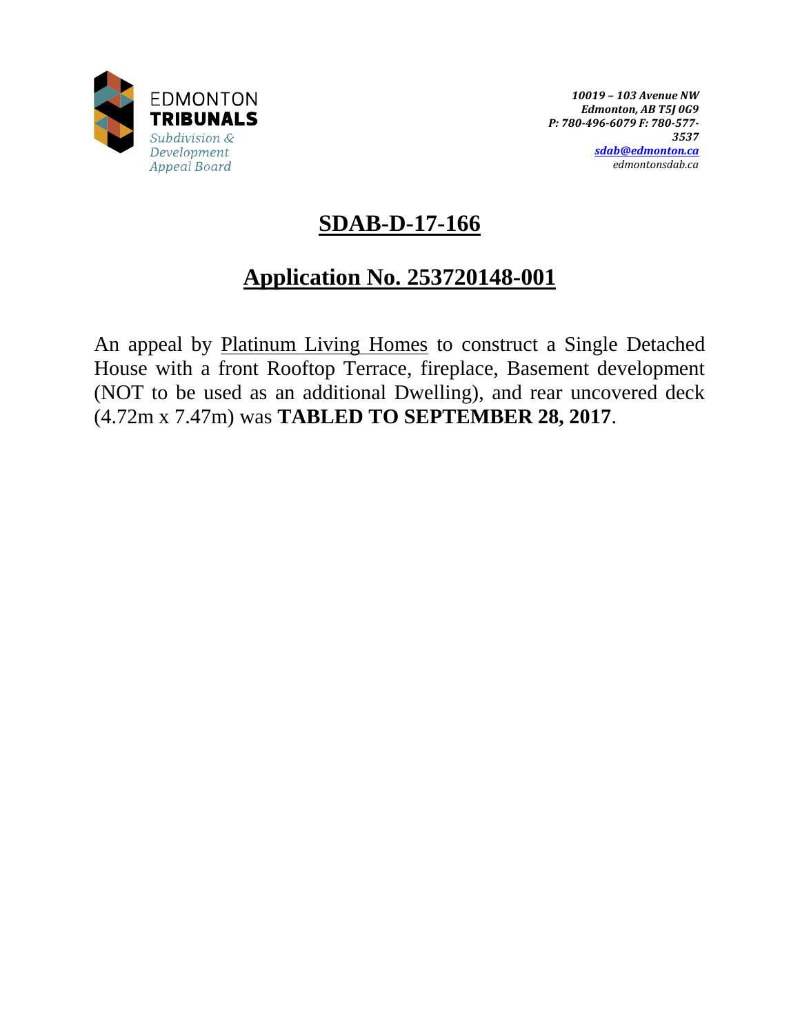EDMONTON
**TRIBUNALS**
*Subdivision & Development Appeal Board*

***10019 – 103 Avenue NW***
***Edmonton, AB T5J 0G9***
***P: 780-496-6079 F: 780-577-3537***
***sdab@edmonton.ca***
*edmontonsdab.ca*

# SDAB-D-17-166

## Application No. 253720148-001

An appeal by Platinum Living Homes to construct a Single Detached House with a front Rooftop Terrace, fireplace, Basement development (NOT to be used as an additional Dwelling), and rear uncovered deck (4.72m x 7.47m) was **TABLED TO SEPTEMBER 28, 2017**.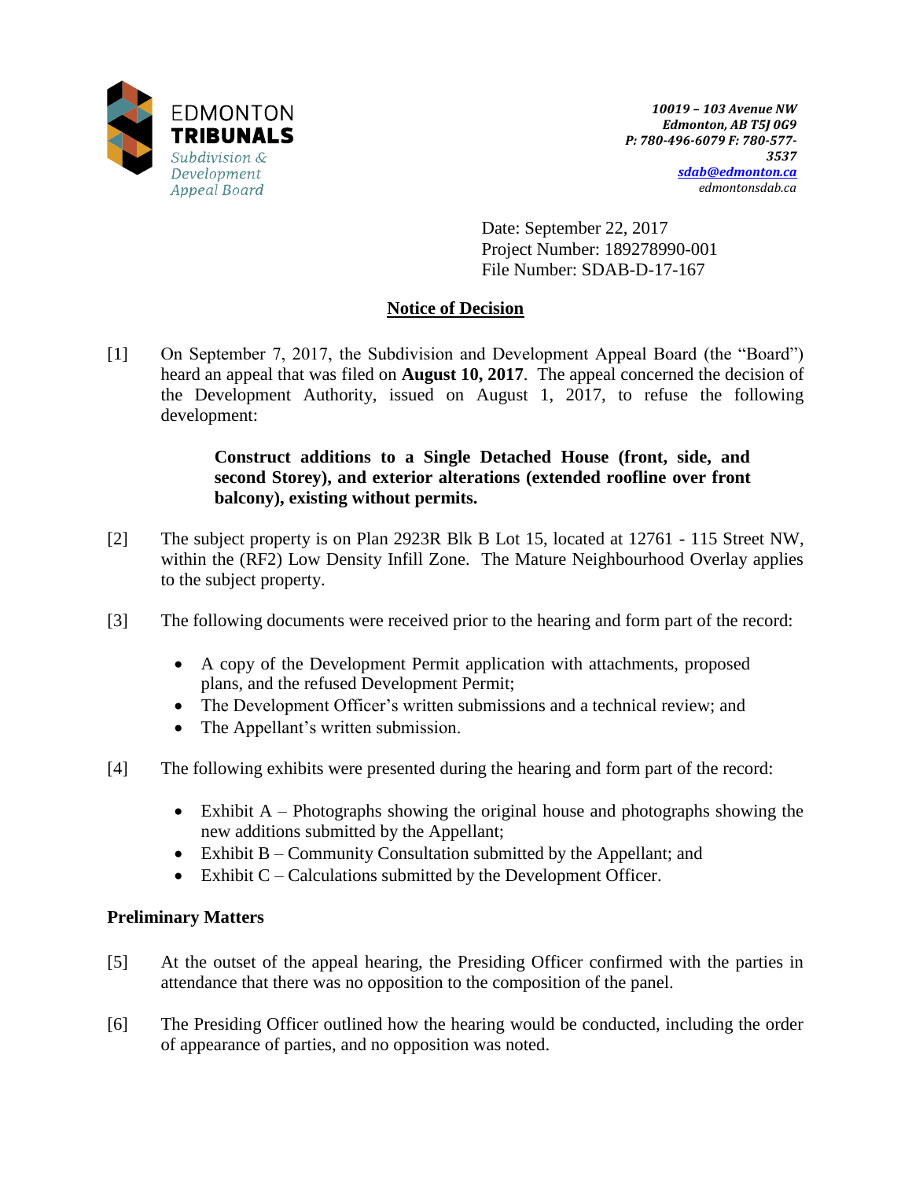EDMONTON
**TRIBUNALS**
*Subdivision & Development Appeal Board*

*10019 – 103 Avenue NW*
*Edmonton, AB T5J 0G9*
*P: 780-496-6079 F: 780-577-3537*
***sdab@edmonton.ca***
*edmontonsdab.ca*

Date: September 22, 2017
Project Number: 189278990-001
File Number: SDAB-D-17-167

## Notice of Decision

[1] On September 7, 2017, the Subdivision and Development Appeal Board (the "Board") heard an appeal that was filed on **August 10, 2017**. The appeal concerned the decision of the Development Authority, issued on August 1, 2017, to refuse the following development:

> **Construct additions to a Single Detached House (front, side, and second Storey), and exterior alterations (extended roofline over front balcony), existing without permits.**

[2] The subject property is on Plan 2923R Blk B Lot 15, located at 12761 - 115 Street NW, within the (RF2) Low Density Infill Zone. The Mature Neighbourhood Overlay applies to the subject property.

[3] The following documents were received prior to the hearing and form part of the record:

- A copy of the Development Permit application with attachments, proposed plans, and the refused Development Permit;
- The Development Officer's written submissions and a technical review; and
- The Appellant's written submission.

[4] The following exhibits were presented during the hearing and form part of the record:

- Exhibit A – Photographs showing the original house and photographs showing the new additions submitted by the Appellant;
- Exhibit B – Community Consultation submitted by the Appellant; and
- Exhibit C – Calculations submitted by the Development Officer.

### Preliminary Matters

[5] At the outset of the appeal hearing, the Presiding Officer confirmed with the parties in attendance that there was no opposition to the composition of the panel.

[6] The Presiding Officer outlined how the hearing would be conducted, including the order of appearance of parties, and no opposition was noted.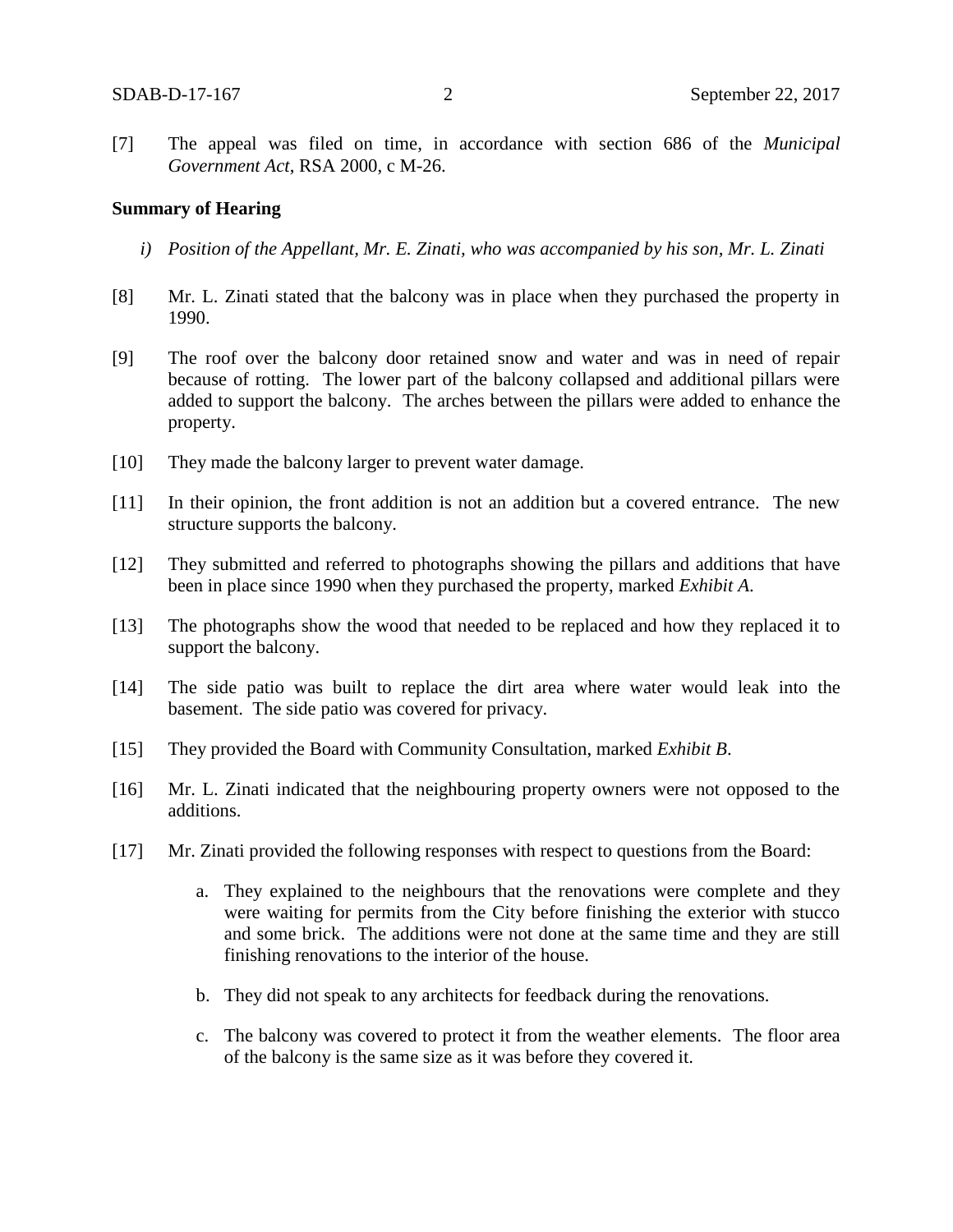[7] The appeal was filed on time, in accordance with section 686 of the *Municipal Government Act*, RSA 2000, c M-26.

**Summary of Hearing**

*i) Position of the Appellant, Mr. E. Zinati, who was accompanied by his son, Mr. L. Zinati*

[8] Mr. L. Zinati stated that the balcony was in place when they purchased the property in 1990.

[9] The roof over the balcony door retained snow and water and was in need of repair because of rotting. The lower part of the balcony collapsed and additional pillars were added to support the balcony. The arches between the pillars were added to enhance the property.

[10] They made the balcony larger to prevent water damage.

[11] In their opinion, the front addition is not an addition but a covered entrance. The new structure supports the balcony.

[12] They submitted and referred to photographs showing the pillars and additions that have been in place since 1990 when they purchased the property, marked *Exhibit A.*

[13] The photographs show the wood that needed to be replaced and how they replaced it to support the balcony.

[14] The side patio was built to replace the dirt area where water would leak into the basement. The side patio was covered for privacy.

[15] They provided the Board with Community Consultation, marked *Exhibit B.*

[16] Mr. L. Zinati indicated that the neighbouring property owners were not opposed to the additions.

[17] Mr. Zinati provided the following responses with respect to questions from the Board:

a. They explained to the neighbours that the renovations were complete and they were waiting for permits from the City before finishing the exterior with stucco and some brick. The additions were not done at the same time and they are still finishing renovations to the interior of the house.

b. They did not speak to any architects for feedback during the renovations.

c. The balcony was covered to protect it from the weather elements. The floor area of the balcony is the same size as it was before they covered it.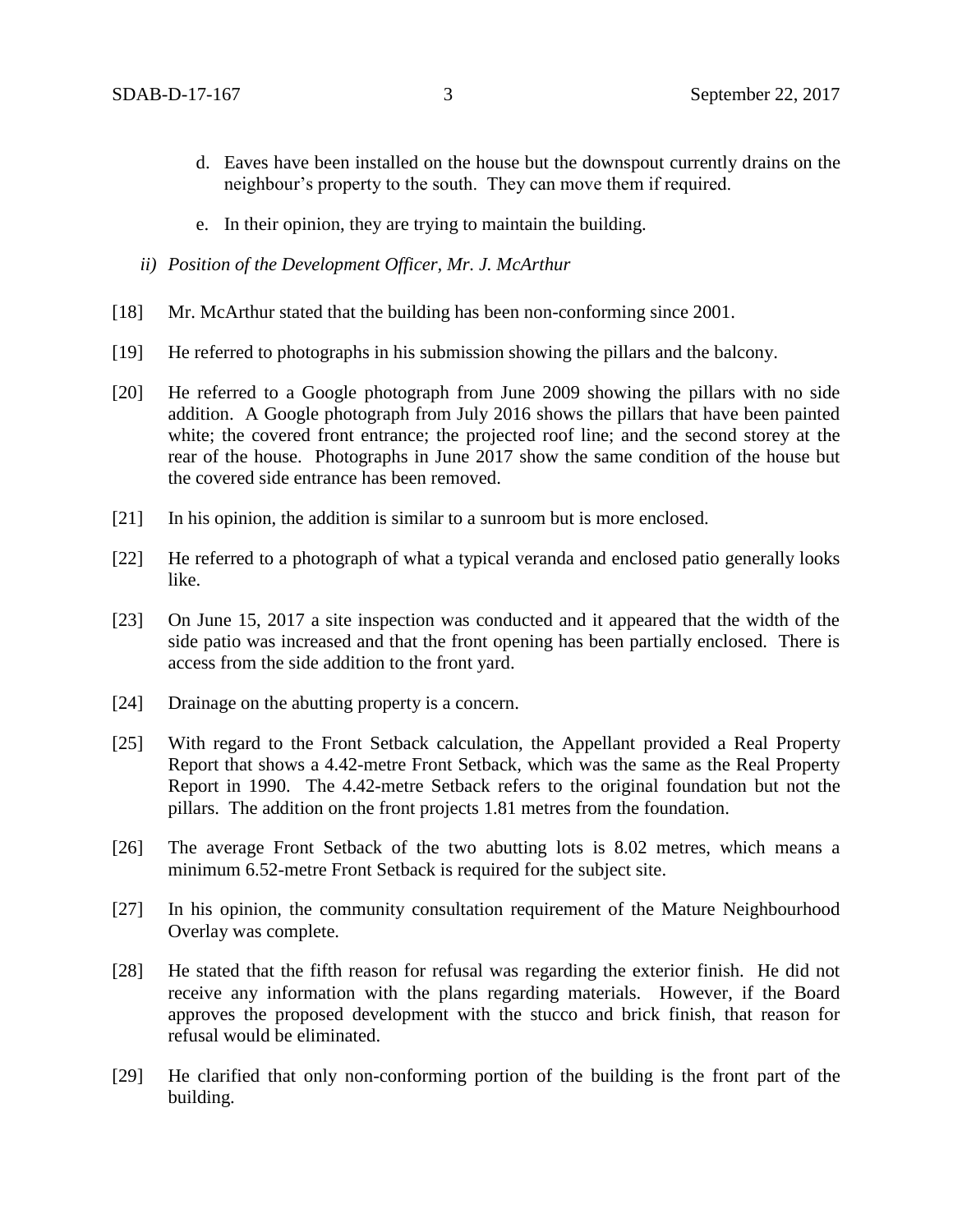d. Eaves have been installed on the house but the downspout currently drains on the neighbour's property to the south. They can move them if required.

e. In their opinion, they are trying to maintain the building.

*ii) Position of the Development Officer, Mr. J. McArthur*

[18] Mr. McArthur stated that the building has been non-conforming since 2001.

[19] He referred to photographs in his submission showing the pillars and the balcony.

[20] He referred to a Google photograph from June 2009 showing the pillars with no side addition. A Google photograph from July 2016 shows the pillars that have been painted white; the covered front entrance; the projected roof line; and the second storey at the rear of the house. Photographs in June 2017 show the same condition of the house but the covered side entrance has been removed.

[21] In his opinion, the addition is similar to a sunroom but is more enclosed.

[22] He referred to a photograph of what a typical veranda and enclosed patio generally looks like.

[23] On June 15, 2017 a site inspection was conducted and it appeared that the width of the side patio was increased and that the front opening has been partially enclosed. There is access from the side addition to the front yard.

[24] Drainage on the abutting property is a concern.

[25] With regard to the Front Setback calculation, the Appellant provided a Real Property Report that shows a 4.42-metre Front Setback, which was the same as the Real Property Report in 1990. The 4.42-metre Setback refers to the original foundation but not the pillars. The addition on the front projects 1.81 metres from the foundation.

[26] The average Front Setback of the two abutting lots is 8.02 metres, which means a minimum 6.52-metre Front Setback is required for the subject site.

[27] In his opinion, the community consultation requirement of the Mature Neighbourhood Overlay was complete.

[28] He stated that the fifth reason for refusal was regarding the exterior finish. He did not receive any information with the plans regarding materials. However, if the Board approves the proposed development with the stucco and brick finish, that reason for refusal would be eliminated.

[29] He clarified that only non-conforming portion of the building is the front part of the building.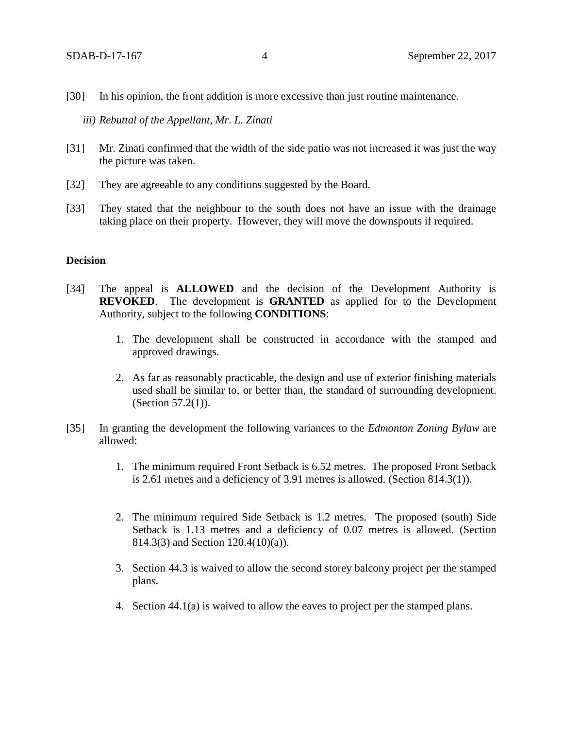[30] In his opinion, the front addition is more excessive than just routine maintenance.

*iii) Rebuttal of the Appellant, Mr. L. Zinati*

[31] Mr. Zinati confirmed that the width of the side patio was not increased it was just the way the picture was taken.

[32] They are agreeable to any conditions suggested by the Board.

[33] They stated that the neighbour to the south does not have an issue with the drainage taking place on their property. However, they will move the downspouts if required.

**Decision**

[34] The appeal is **ALLOWED** and the decision of the Development Authority is **REVOKED**. The development is **GRANTED** as applied for to the Development Authority, subject to the following **CONDITIONS**:

1. The development shall be constructed in accordance with the stamped and approved drawings.

2. As far as reasonably practicable, the design and use of exterior finishing materials used shall be similar to, or better than, the standard of surrounding development. (Section 57.2(1)).

[35] In granting the development the following variances to the *Edmonton Zoning Bylaw* are allowed:

1. The minimum required Front Setback is 6.52 metres. The proposed Front Setback is 2.61 metres and a deficiency of 3.91 metres is allowed. (Section 814.3(1)).

2. The minimum required Side Setback is 1.2 metres. The proposed (south) Side Setback is 1.13 metres and a deficiency of 0.07 metres is allowed. (Section 814.3(3) and Section 120.4(10)(a)).

3. Section 44.3 is waived to allow the second storey balcony project per the stamped plans.

4. Section 44.1(a) is waived to allow the eaves to project per the stamped plans.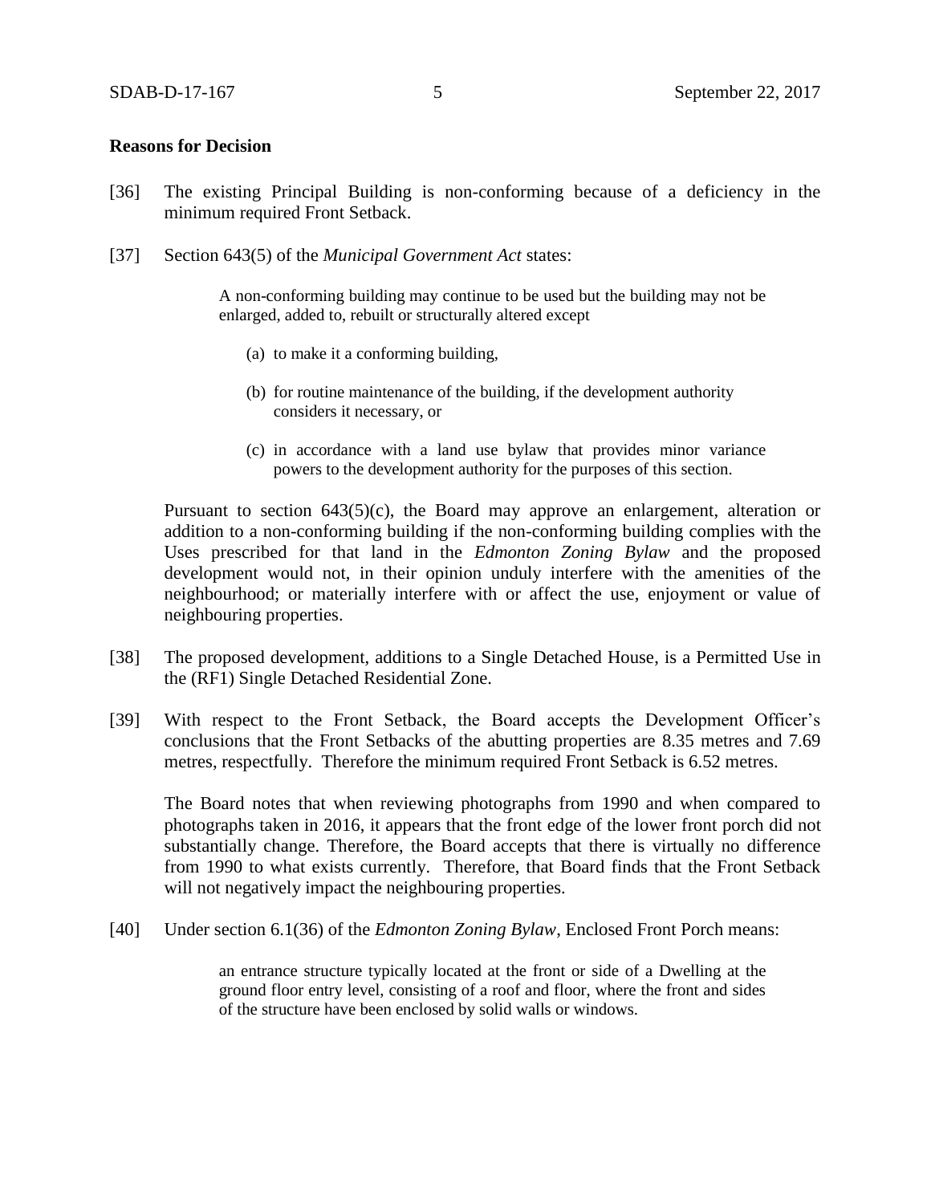**Reasons for Decision**

[36] The existing Principal Building is non-conforming because of a deficiency in the minimum required Front Setback.

[37] Section 643(5) of the *Municipal Government Act* states:

> A non-conforming building may continue to be used but the building may not be enlarged, added to, rebuilt or structurally altered except
>
> (a) to make it a conforming building,
>
> (b) for routine maintenance of the building, if the development authority considers it necessary, or
>
> (c) in accordance with a land use bylaw that provides minor variance powers to the development authority for the purposes of this section.

Pursuant to section 643(5)(c), the Board may approve an enlargement, alteration or addition to a non-conforming building if the non-conforming building complies with the Uses prescribed for that land in the *Edmonton Zoning Bylaw* and the proposed development would not, in their opinion unduly interfere with the amenities of the neighbourhood; or materially interfere with or affect the use, enjoyment or value of neighbouring properties.

[38] The proposed development, additions to a Single Detached House, is a Permitted Use in the (RF1) Single Detached Residential Zone.

[39] With respect to the Front Setback, the Board accepts the Development Officer's conclusions that the Front Setbacks of the abutting properties are 8.35 metres and 7.69 metres, respectfully. Therefore the minimum required Front Setback is 6.52 metres.

The Board notes that when reviewing photographs from 1990 and when compared to photographs taken in 2016, it appears that the front edge of the lower front porch did not substantially change. Therefore, the Board accepts that there is virtually no difference from 1990 to what exists currently. Therefore, that Board finds that the Front Setback will not negatively impact the neighbouring properties.

[40] Under section 6.1(36) of the *Edmonton Zoning Bylaw*, Enclosed Front Porch means:

> an entrance structure typically located at the front or side of a Dwelling at the ground floor entry level, consisting of a roof and floor, where the front and sides of the structure have been enclosed by solid walls or windows.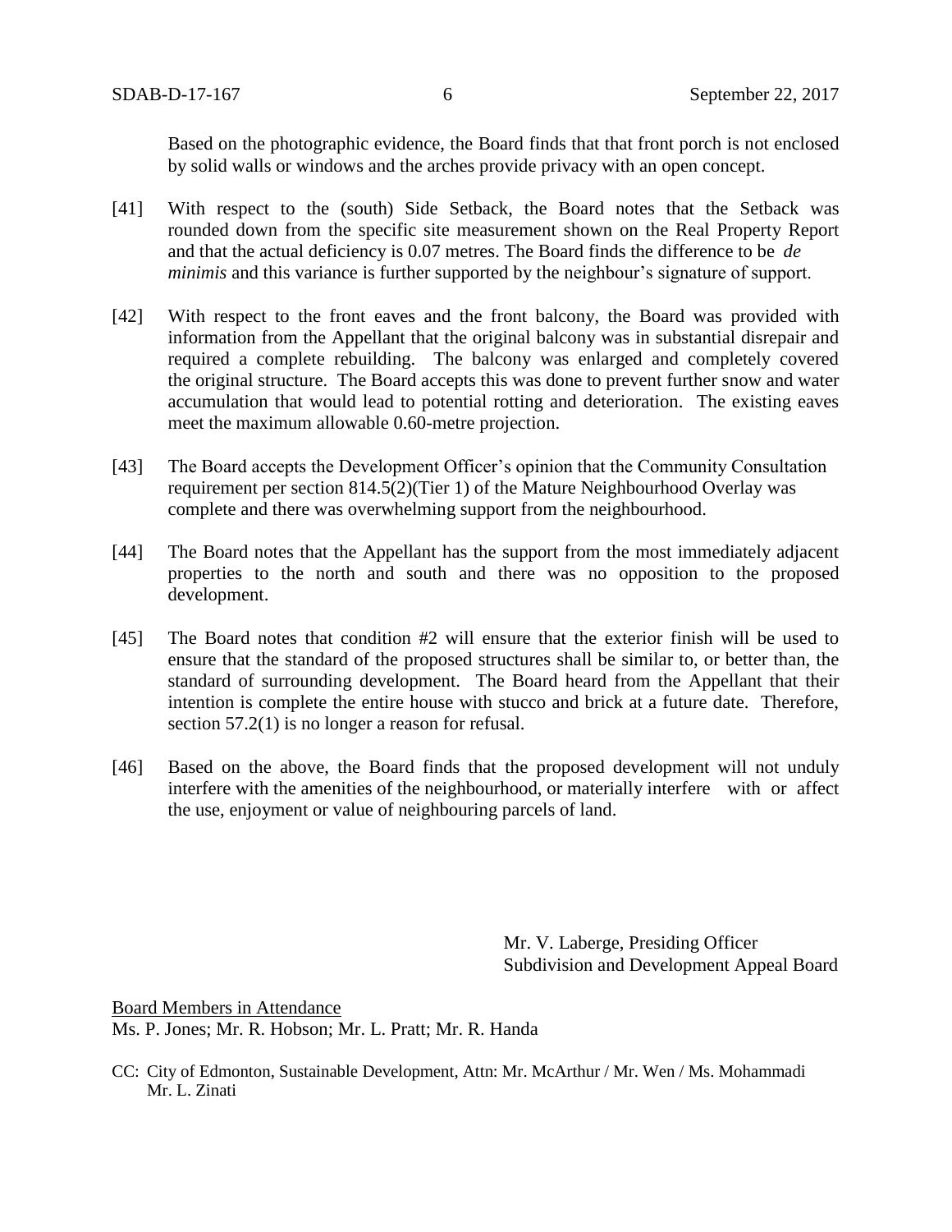Based on the photographic evidence, the Board finds that that front porch is not enclosed by solid walls or windows and the arches provide privacy with an open concept.

[41] With respect to the (south) Side Setback, the Board notes that the Setback was rounded down from the specific site measurement shown on the Real Property Report and that the actual deficiency is 0.07 metres. The Board finds the difference to be *de minimis* and this variance is further supported by the neighbour's signature of support.

[42] With respect to the front eaves and the front balcony, the Board was provided with information from the Appellant that the original balcony was in substantial disrepair and required a complete rebuilding. The balcony was enlarged and completely covered the original structure. The Board accepts this was done to prevent further snow and water accumulation that would lead to potential rotting and deterioration. The existing eaves meet the maximum allowable 0.60-metre projection.

[43] The Board accepts the Development Officer's opinion that the Community Consultation requirement per section 814.5(2)(Tier 1) of the Mature Neighbourhood Overlay was complete and there was overwhelming support from the neighbourhood.

[44] The Board notes that the Appellant has the support from the most immediately adjacent properties to the north and south and there was no opposition to the proposed development.

[45] The Board notes that condition #2 will ensure that the exterior finish will be used to ensure that the standard of the proposed structures shall be similar to, or better than, the standard of surrounding development. The Board heard from the Appellant that their intention is complete the entire house with stucco and brick at a future date. Therefore, section 57.2(1) is no longer a reason for refusal.

[46] Based on the above, the Board finds that the proposed development will not unduly interfere with the amenities of the neighbourhood, or materially interfere with or affect the use, enjoyment or value of neighbouring parcels of land.

Mr. V. Laberge, Presiding Officer
Subdivision and Development Appeal Board

Board Members in Attendance
Ms. P. Jones; Mr. R. Hobson; Mr. L. Pratt; Mr. R. Handa

CC: City of Edmonton, Sustainable Development, Attn: Mr. McArthur / Mr. Wen / Ms. Mohammadi
Mr. L. Zinati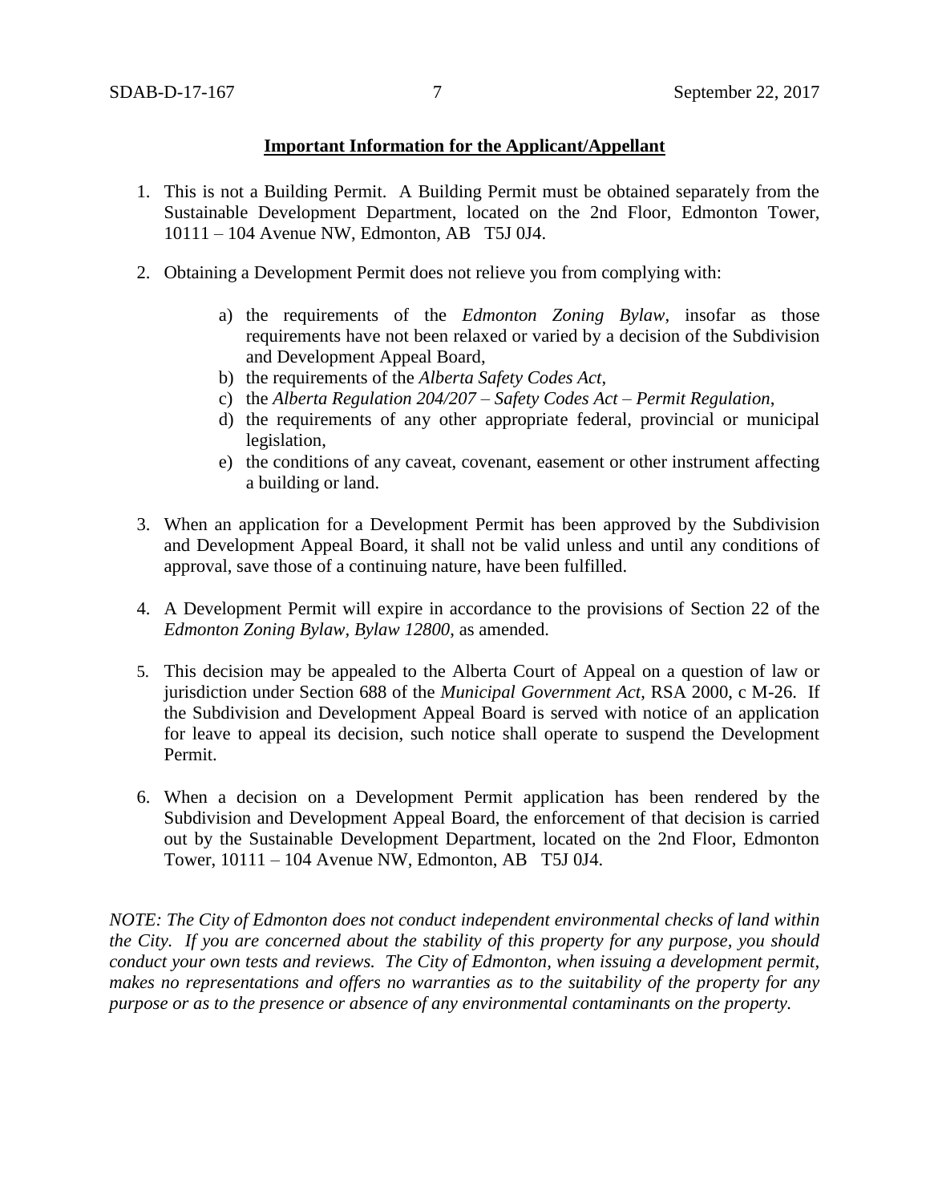**Important Information for the Applicant/Appellant**

1. This is not a Building Permit. A Building Permit must be obtained separately from the Sustainable Development Department, located on the 2nd Floor, Edmonton Tower, 10111 – 104 Avenue NW, Edmonton, AB T5J 0J4.

2. Obtaining a Development Permit does not relieve you from complying with:

   a) the requirements of the *Edmonton Zoning Bylaw*, insofar as those requirements have not been relaxed or varied by a decision of the Subdivision and Development Appeal Board,
   b) the requirements of the *Alberta Safety Codes Act*,
   c) the *Alberta Regulation 204/207 – Safety Codes Act – Permit Regulation*,
   d) the requirements of any other appropriate federal, provincial or municipal legislation,
   e) the conditions of any caveat, covenant, easement or other instrument affecting a building or land.

3. When an application for a Development Permit has been approved by the Subdivision and Development Appeal Board, it shall not be valid unless and until any conditions of approval, save those of a continuing nature, have been fulfilled.

4. A Development Permit will expire in accordance to the provisions of Section 22 of the *Edmonton Zoning Bylaw, Bylaw 12800*, as amended.

5. This decision may be appealed to the Alberta Court of Appeal on a question of law or jurisdiction under Section 688 of the *Municipal Government Act*, RSA 2000, c M-26. If the Subdivision and Development Appeal Board is served with notice of an application for leave to appeal its decision, such notice shall operate to suspend the Development Permit.

6. When a decision on a Development Permit application has been rendered by the Subdivision and Development Appeal Board, the enforcement of that decision is carried out by the Sustainable Development Department, located on the 2nd Floor, Edmonton Tower, 10111 – 104 Avenue NW, Edmonton, AB T5J 0J4.

*NOTE: The City of Edmonton does not conduct independent environmental checks of land within the City. If you are concerned about the stability of this property for any purpose, you should conduct your own tests and reviews. The City of Edmonton, when issuing a development permit, makes no representations and offers no warranties as to the suitability of the property for any purpose or as to the presence or absence of any environmental contaminants on the property.*